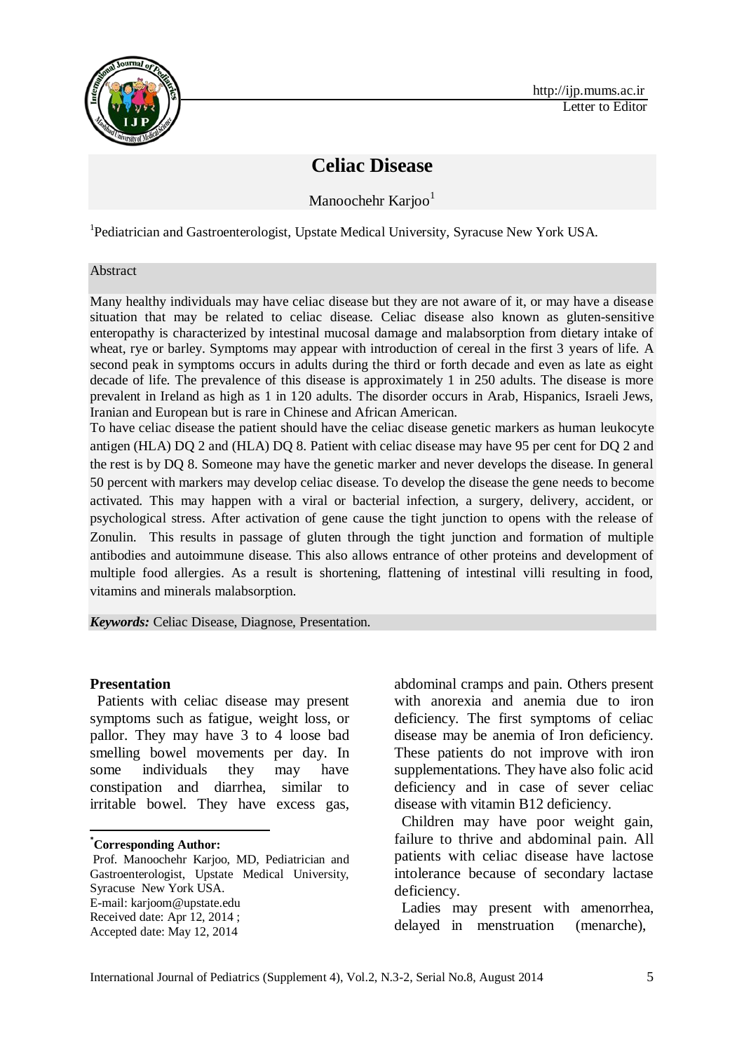Letter to Editor

# Celiac Disease

Manoochehr Karjoo[1]

[1]Pediatrician and Gastroenterologist, Upstate Medical University, Syracuse New York USA.

## Abstract

Many healthy individuals may have celiac disease but they are not aware of it, or may have a disease situation that may be related to celiac disease. Celiac disease also known as gluten-sensitive enteropathy is characterized by intestinal mucosal damage and malabsorption from dietary intake of wheat, rye or barley. Symptoms may appear with introduction of cereal in the first 3 years of life. A second peak in symptoms occurs in adults during the third or forth decade and even as late as eight decade of life. The prevalence of this disease is approximately 1 in 250 adults. The disease is more prevalent in Ireland as high as 1 in 120 adults. The disorder occurs in Arab, Hispanics, Israeli Jews, Iranian and European but is rare in Chinese and African American.

To have celiac disease the patient should have the celiac disease genetic markers as human leukocyte antigen (HLA) DQ 2 and (HLA) DQ 8. Patient with celiac disease may have 95 per cent for DQ 2 and the rest is by DQ 8. Someone may have the genetic marker and never develops the disease. In general 50 percent with markers may develop celiac disease. To develop the disease the gene needs to become activated. This may happen with a viral or bacterial infection, a surgery, delivery, accident, or psychological stress. After activation of gene cause the tight junction to opens with the release of Zonulin. This results in passage of gluten through the tight junction and formation of multiple antibodies and autoimmune disease. This also allows entrance of other proteins and development of multiple food allergies. As a result is shortening, flattening of intestinal villi resulting in food, vitamins and minerals malabsorption.

***Keywords:*** Celiac Disease, Diagnose, Presentation.

## Presentation

Patients with celiac disease may present symptoms such as fatigue, weight loss, or pallor. They may have 3 to 4 loose bad smelling bowel movements per day. In some individuals they may have constipation and diarrhea, similar to irritable bowel. They have excess gas, abdominal cramps and pain. Others present with anorexia and anemia due to iron deficiency. The first symptoms of celiac disease may be anemia of Iron deficiency. These patients do not improve with iron supplementations. They have also folic acid deficiency and in case of sever celiac disease with vitamin B12 deficiency.

Children may have poor weight gain, failure to thrive and abdominal pain. All patients with celiac disease have lactose intolerance because of secondary lactase deficiency.

Ladies may present with amenorrhea, delayed in menstruation (menarche),

---

**\*Corresponding Author:**

Prof. Manoochehr Karjoo, MD, Pediatrician and Gastroenterologist, Upstate Medical University, Syracuse New York USA.

E-mail: karjoom@upstate.edu

Received date: Apr 12, 2014 ;

Accepted date: May 12, 2014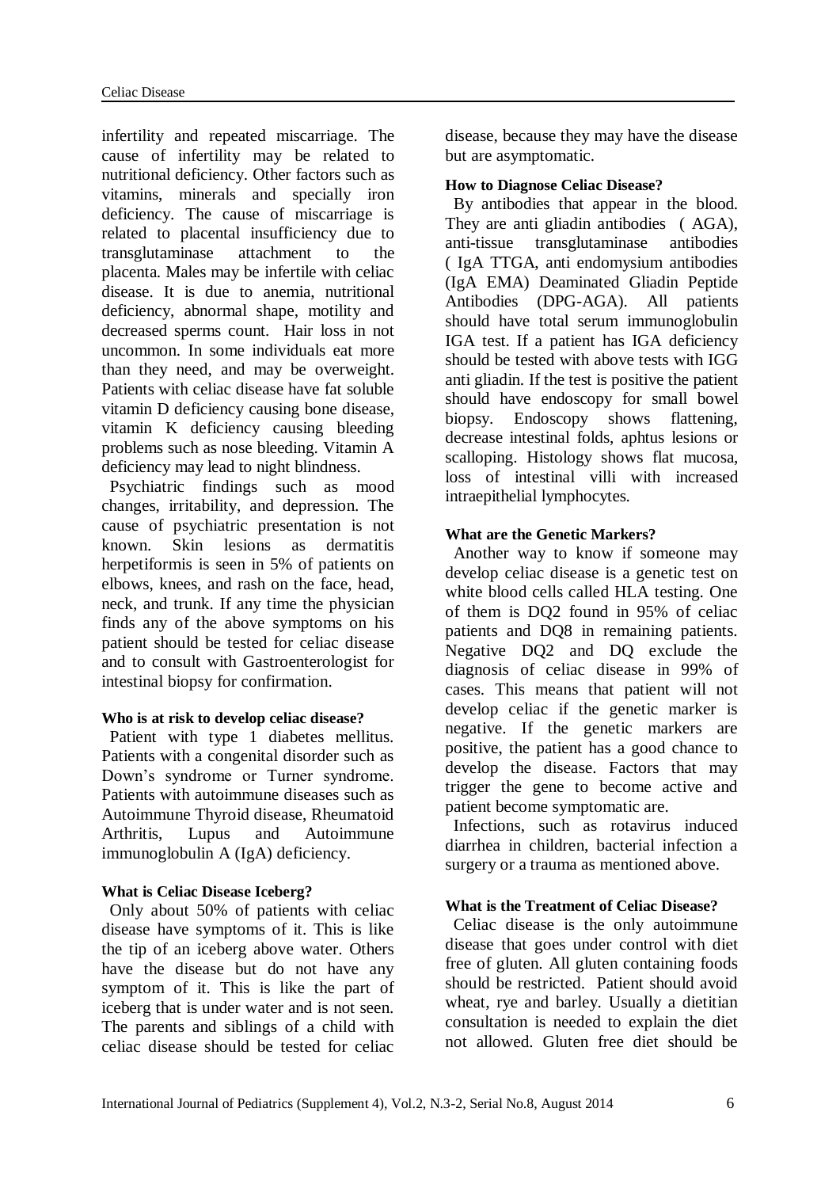infertility and repeated miscarriage. The cause of infertility may be related to nutritional deficiency. Other factors such as vitamins, minerals and specially iron deficiency. The cause of miscarriage is related to placental insufficiency due to transglutaminase attachment to the placenta. Males may be infertile with celiac disease. It is due to anemia, nutritional deficiency, abnormal shape, motility and decreased sperms count. Hair loss in not uncommon. In some individuals eat more than they need, and may be overweight. Patients with celiac disease have fat soluble vitamin D deficiency causing bone disease, vitamin K deficiency causing bleeding problems such as nose bleeding. Vitamin A deficiency may lead to night blindness.

Psychiatric findings such as mood changes, irritability, and depression. The cause of psychiatric presentation is not known. Skin lesions as dermatitis herpetiformis is seen in 5% of patients on elbows, knees, and rash on the face, head, neck, and trunk. If any time the physician finds any of the above symptoms on his patient should be tested for celiac disease and to consult with Gastroenterologist for intestinal biopsy for confirmation.

**Who is at risk to develop celiac disease?**

Patient with type 1 diabetes mellitus. Patients with a congenital disorder such as Down's syndrome or Turner syndrome. Patients with autoimmune diseases such as Autoimmune Thyroid disease, Rheumatoid Arthritis, Lupus and Autoimmune immunoglobulin A (IgA) deficiency.

**What is Celiac Disease Iceberg?**

Only about 50% of patients with celiac disease have symptoms of it. This is like the tip of an iceberg above water. Others have the disease but do not have any symptom of it. This is like the part of iceberg that is under water and is not seen. The parents and siblings of a child with celiac disease should be tested for celiac disease, because they may have the disease but are asymptomatic.

**How to Diagnose Celiac Disease?**

By antibodies that appear in the blood. They are anti gliadin antibodies ( AGA), anti-tissue transglutaminase antibodies ( IgA TTGA, anti endomysium antibodies (IgA EMA) Deaminated Gliadin Peptide Antibodies (DPG-AGA). All patients should have total serum immunoglobulin IGA test. If a patient has IGA deficiency should be tested with above tests with IGG anti gliadin. If the test is positive the patient should have endoscopy for small bowel biopsy. Endoscopy shows flattening, decrease intestinal folds, aphtus lesions or scalloping. Histology shows flat mucosa, loss of intestinal villi with increased intraepithelial lymphocytes.

**What are the Genetic Markers?**

Another way to know if someone may develop celiac disease is a genetic test on white blood cells called HLA testing. One of them is DQ2 found in 95% of celiac patients and DQ8 in remaining patients. Negative DQ2 and DQ exclude the diagnosis of celiac disease in 99% of cases. This means that patient will not develop celiac if the genetic marker is negative. If the genetic markers are positive, the patient has a good chance to develop the disease. Factors that may trigger the gene to become active and patient become symptomatic are.

Infections, such as rotavirus induced diarrhea in children, bacterial infection a surgery or a trauma as mentioned above.

**What is the Treatment of Celiac Disease?**

Celiac disease is the only autoimmune disease that goes under control with diet free of gluten. All gluten containing foods should be restricted. Patient should avoid wheat, rye and barley. Usually a dietitian consultation is needed to explain the diet not allowed. Gluten free diet should be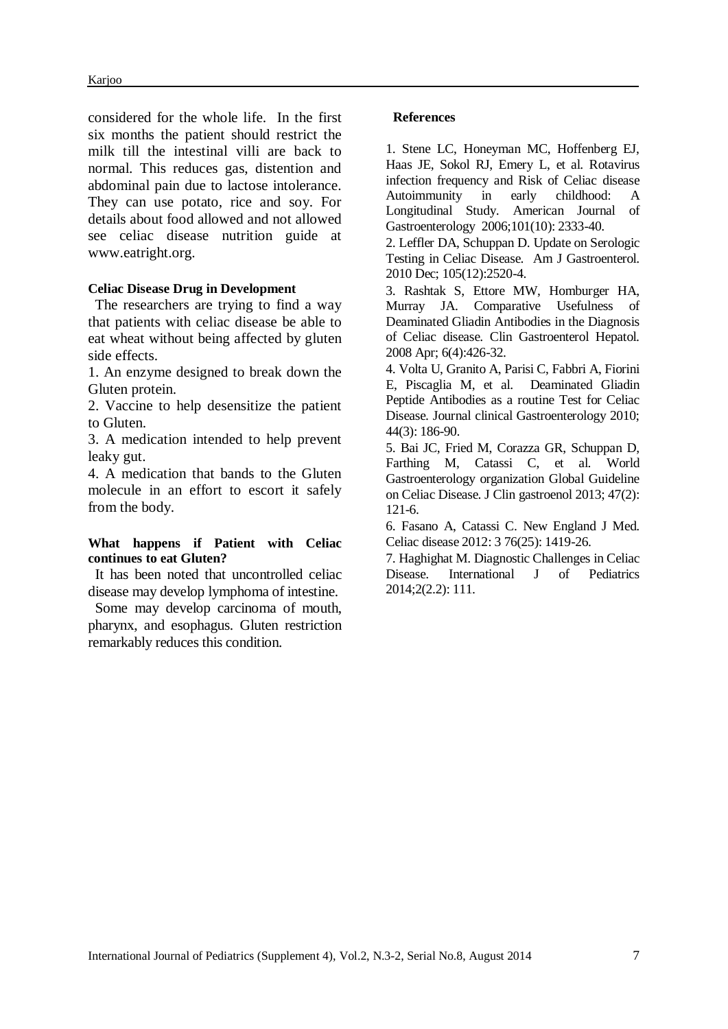considered for the whole life. In the first six months the patient should restrict the milk till the intestinal villi are back to normal. This reduces gas, distention and abdominal pain due to lactose intolerance. They can use potato, rice and soy. For details about food allowed and not allowed see celiac disease nutrition guide at www.eatright.org.

**Celiac Disease Drug in Development**

The researchers are trying to find a way that patients with celiac disease be able to eat wheat without being affected by gluten side effects.

1. An enzyme designed to break down the Gluten protein.
2. Vaccine to help desensitize the patient to Gluten.
3. A medication intended to help prevent leaky gut.
4. A medication that bands to the Gluten molecule in an effort to escort it safely from the body.

**What happens if Patient with Celiac continues to eat Gluten?**

It has been noted that uncontrolled celiac disease may develop lymphoma of intestine.

Some may develop carcinoma of mouth, pharynx, and esophagus. Gluten restriction remarkably reduces this condition.

**References**

1. Stene LC, Honeyman MC, Hoffenberg EJ, Haas JE, Sokol RJ, Emery L, et al. Rotavirus infection frequency and Risk of Celiac disease Autoimmunity in early childhood: A Longitudinal Study. American Journal of Gastroenterology 2006;101(10): 2333-40.
2. Leffler DA, Schuppan D. Update on Serologic Testing in Celiac Disease. Am J Gastroenterol. 2010 Dec; 105(12):2520-4.
3. Rashtak S, Ettore MW, Homburger HA, Murray JA. Comparative Usefulness of Deaminated Gliadin Antibodies in the Diagnosis of Celiac disease. Clin Gastroenterol Hepatol. 2008 Apr; 6(4):426-32.
4. Volta U, Granito A, Parisi C, Fabbri A, Fiorini E, Piscaglia M, et al. Deaminated Gliadin Peptide Antibodies as a routine Test for Celiac Disease. Journal clinical Gastroenterology 2010; 44(3): 186-90.
5. Bai JC, Fried M, Corazza GR, Schuppan D, Farthing M, Catassi C, et al. World Gastroenterology organization Global Guideline on Celiac Disease. J Clin gastroenol 2013; 47(2): 121-6.
6. Fasano A, Catassi C. New England J Med. Celiac disease 2012: 3 76(25): 1419-26.
7. Haghighat M. Diagnostic Challenges in Celiac Disease. International J of Pediatrics 2014;2(2.2): 111.